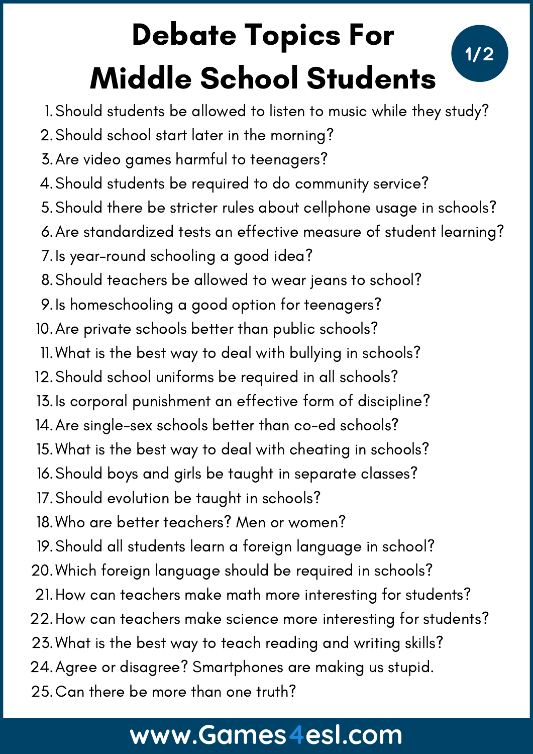# Debate Topics For Middle School Students

1. Should students be allowed to listen to music while they study?
2. Should school start later in the morning?
3. Are video games harmful to teenagers?
4. Should students be required to do community service?
5. Should there be stricter rules about cellphone usage in schools?
6. Are standardized tests an effective measure of student learning?
7. Is year-round schooling a good idea?
8. Should teachers be allowed to wear jeans to school?
9. Is homeschooling a good option for teenagers?
10. Are private schools better than public schools?
11. What is the best way to deal with bullying in schools?
12. Should school uniforms be required in all schools?
13. Is corporal punishment an effective form of discipline?
14. Are single-sex schools better than co-ed schools?
15. What is the best way to deal with cheating in schools?
16. Should boys and girls be taught in separate classes?
17. Should evolution be taught in schools?
18. Who are better teachers? Men or women?
19. Should all students learn a foreign language in school?
20. Which foreign language should be required in schools?
21. How can teachers make math more interesting for students?
22. How can teachers make science more interesting for students?
23. What is the best way to teach reading and writing skills?
24. Agree or disagree? Smartphones are making us stupid.
25. Can there be more than one truth?

www.Games4esl.com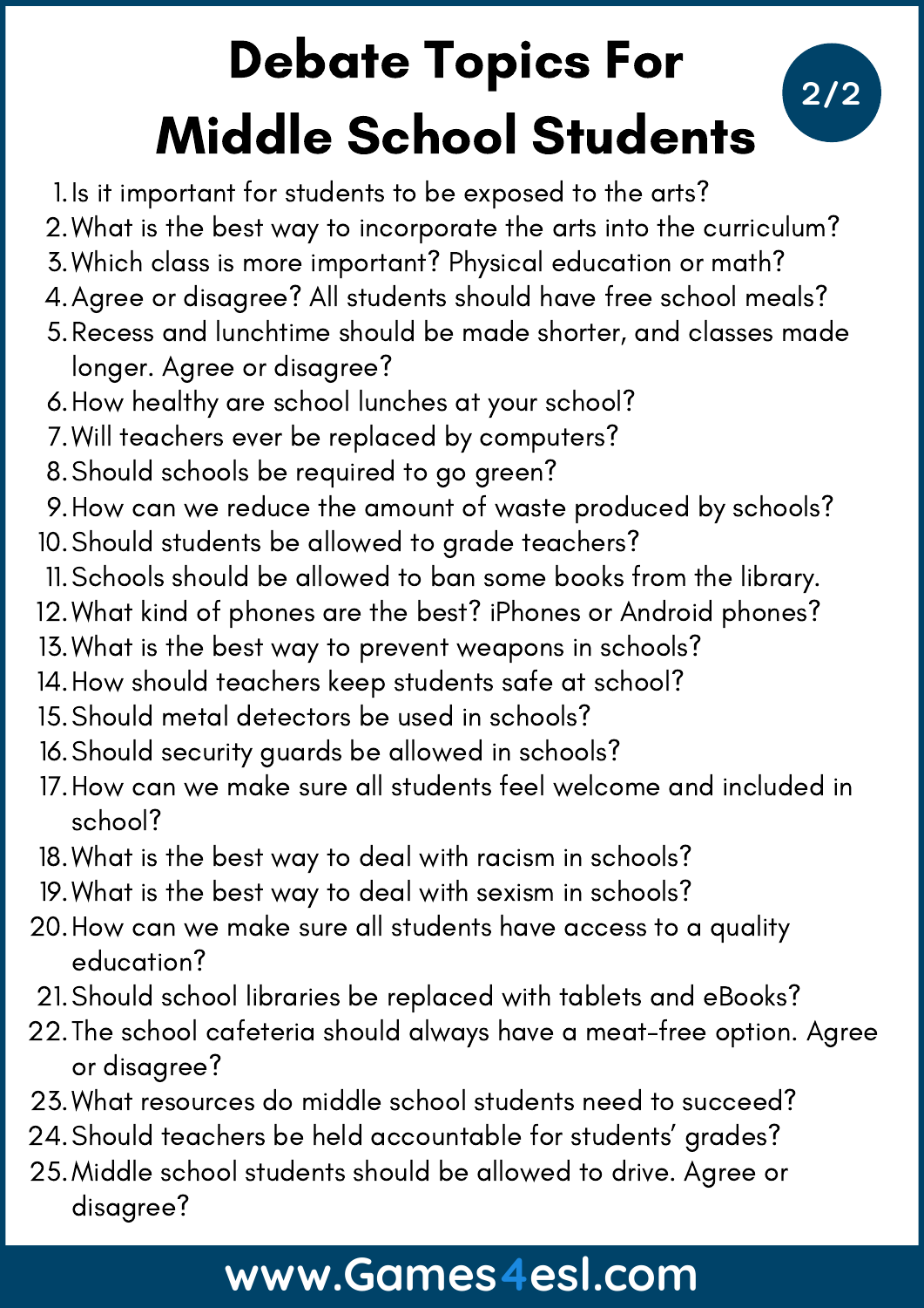# Debate Topics For Middle School Students

1. Is it important for students to be exposed to the arts?
2. What is the best way to incorporate the arts into the curriculum?
3. Which class is more important? Physical education or math?
4. Agree or disagree? All students should have free school meals?
5. Recess and lunchtime should be made shorter, and classes made longer. Agree or disagree?
6. How healthy are school lunches at your school?
7. Will teachers ever be replaced by computers?
8. Should schools be required to go green?
9. How can we reduce the amount of waste produced by schools?
10. Should students be allowed to grade teachers?
11. Schools should be allowed to ban some books from the library.
12. What kind of phones are the best? iPhones or Android phones?
13. What is the best way to prevent weapons in schools?
14. How should teachers keep students safe at school?
15. Should metal detectors be used in schools?
16. Should security guards be allowed in schools?
17. How can we make sure all students feel welcome and included in school?
18. What is the best way to deal with racism in schools?
19. What is the best way to deal with sexism in schools?
20. How can we make sure all students have access to a quality education?
21. Should school libraries be replaced with tablets and eBooks?
22. The school cafeteria should always have a meat-free option. Agree or disagree?
23. What resources do middle school students need to succeed?
24. Should teachers be held accountable for students' grades?
25. Middle school students should be allowed to drive. Agree or disagree?

www.Games4esl.com